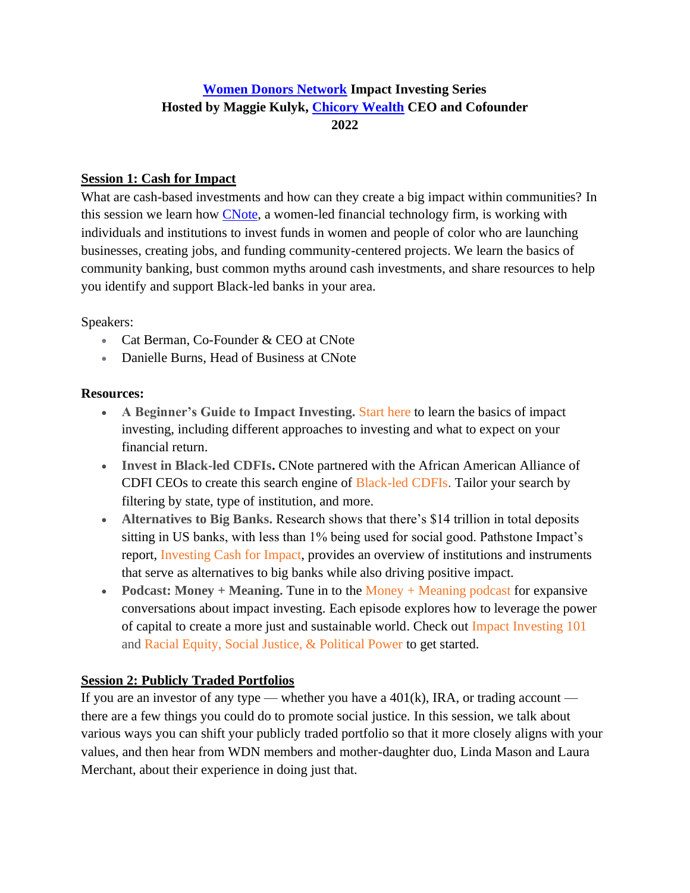# Women Donors Network Impact Investing Series
## Hosted by Maggie Kulyk, Chicory Wealth CEO and Cofounder
## 2022

**Session 1: Cash for Impact**

What are cash-based investments and how can they create a big impact within communities? In this session we learn how CNote, a women-led financial technology firm, is working with individuals and institutions to invest funds in women and people of color who are launching businesses, creating jobs, and funding community-centered projects. We learn the basics of community banking, bust common myths around cash investments, and share resources to help you identify and support Black-led banks in your area.

Speakers:

- Cat Berman, Co-Founder & CEO at CNote
- Danielle Burns, Head of Business at CNote

**Resources:**

- **A Beginner's Guide to Impact Investing.** Start here to learn the basics of impact investing, including different approaches to investing and what to expect on your financial return.
- **Invest in Black-led CDFIs.** CNote partnered with the African American Alliance of CDFI CEOs to create this search engine of Black-led CDFIs. Tailor your search by filtering by state, type of institution, and more.
- **Alternatives to Big Banks.** Research shows that there's $14 trillion in total deposits sitting in US banks, with less than 1% being used for social good. Pathstone Impact's report, Investing Cash for Impact, provides an overview of institutions and instruments that serve as alternatives to big banks while also driving positive impact.
- **Podcast: Money + Meaning.** Tune in to the Money + Meaning podcast for expansive conversations about impact investing. Each episode explores how to leverage the power of capital to create a more just and sustainable world. Check out Impact Investing 101 and Racial Equity, Social Justice, & Political Power to get started.

**Session 2: Publicly Traded Portfolios**

If you are an investor of any type — whether you have a 401(k), IRA, or trading account — there are a few things you could do to promote social justice. In this session, we talk about various ways you can shift your publicly traded portfolio so that it more closely aligns with your values, and then hear from WDN members and mother-daughter duo, Linda Mason and Laura Merchant, about their experience in doing just that.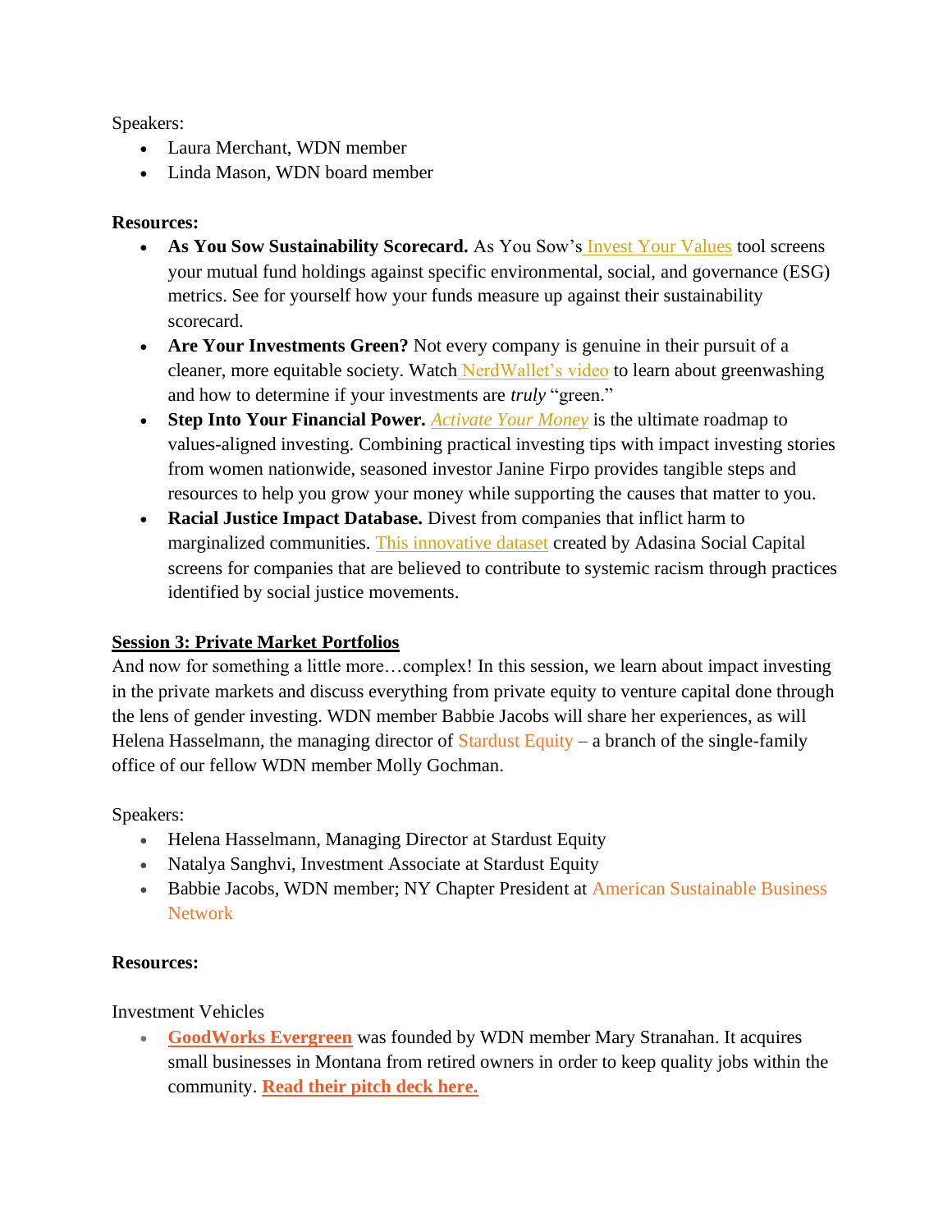Speakers:

- Laura Merchant, WDN member
- Linda Mason, WDN board member

**Resources:**

- **As You Sow Sustainability Scorecard.** As You Sow's Invest Your Values tool screens your mutual fund holdings against specific environmental, social, and governance (ESG) metrics. See for yourself how your funds measure up against their sustainability scorecard.
- **Are Your Investments Green?** Not every company is genuine in their pursuit of a cleaner, more equitable society. Watch NerdWallet's video to learn about greenwashing and how to determine if your investments are *truly* "green."
- **Step Into Your Financial Power.** *Activate Your Money* is the ultimate roadmap to values-aligned investing. Combining practical investing tips with impact investing stories from women nationwide, seasoned investor Janine Firpo provides tangible steps and resources to help you grow your money while supporting the causes that matter to you.
- **Racial Justice Impact Database.** Divest from companies that inflict harm to marginalized communities. This innovative dataset created by Adasina Social Capital screens for companies that are believed to contribute to systemic racism through practices identified by social justice movements.

**Session 3: Private Market Portfolios**

And now for something a little more…complex! In this session, we learn about impact investing in the private markets and discuss everything from private equity to venture capital done through the lens of gender investing. WDN member Babbie Jacobs will share her experiences, as will Helena Hasselmann, the managing director of Stardust Equity – a branch of the single-family office of our fellow WDN member Molly Gochman.

Speakers:

- Helena Hasselmann, Managing Director at Stardust Equity
- Natalya Sanghvi, Investment Associate at Stardust Equity
- Babbie Jacobs, WDN member; NY Chapter President at American Sustainable Business Network

**Resources:**

Investment Vehicles

- **GoodWorks Evergreen** was founded by WDN member Mary Stranahan. It acquires small businesses in Montana from retired owners in order to keep quality jobs within the community. **Read their pitch deck here.**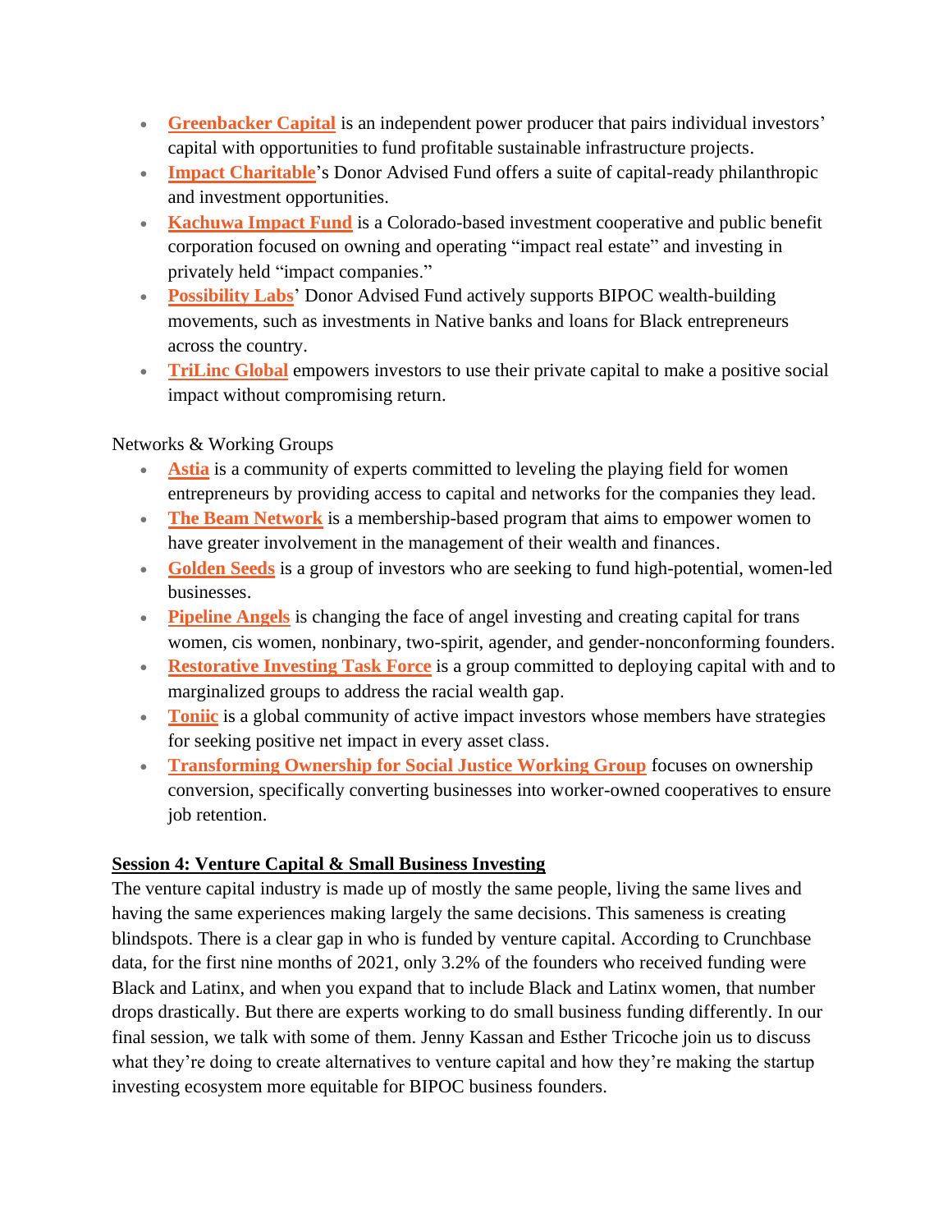- **Greenbacker Capital** is an independent power producer that pairs individual investors' capital with opportunities to fund profitable sustainable infrastructure projects.
- **Impact Charitable**'s Donor Advised Fund offers a suite of capital-ready philanthropic and investment opportunities.
- **Kachuwa Impact Fund** is a Colorado-based investment cooperative and public benefit corporation focused on owning and operating "impact real estate" and investing in privately held "impact companies."
- **Possibility Labs**' Donor Advised Fund actively supports BIPOC wealth-building movements, such as investments in Native banks and loans for Black entrepreneurs across the country.
- **TriLinc Global** empowers investors to use their private capital to make a positive social impact without compromising return.

Networks & Working Groups

- **Astia** is a community of experts committed to leveling the playing field for women entrepreneurs by providing access to capital and networks for the companies they lead.
- **The Beam Network** is a membership-based program that aims to empower women to have greater involvement in the management of their wealth and finances.
- **Golden Seeds** is a group of investors who are seeking to fund high-potential, women-led businesses.
- **Pipeline Angels** is changing the face of angel investing and creating capital for trans women, cis women, nonbinary, two-spirit, agender, and gender-nonconforming founders.
- **Restorative Investing Task Force** is a group committed to deploying capital with and to marginalized groups to address the racial wealth gap.
- **Toniic** is a global community of active impact investors whose members have strategies for seeking positive net impact in every asset class.
- **Transforming Ownership for Social Justice Working Group** focuses on ownership conversion, specifically converting businesses into worker-owned cooperatives to ensure job retention.

**Session 4: Venture Capital & Small Business Investing**

The venture capital industry is made up of mostly the same people, living the same lives and having the same experiences making largely the same decisions. This sameness is creating blindspots. There is a clear gap in who is funded by venture capital. According to Crunchbase data, for the first nine months of 2021, only 3.2% of the founders who received funding were Black and Latinx, and when you expand that to include Black and Latinx women, that number drops drastically. But there are experts working to do small business funding differently. In our final session, we talk with some of them. Jenny Kassan and Esther Tricoche join us to discuss what they're doing to create alternatives to venture capital and how they're making the startup investing ecosystem more equitable for BIPOC business founders.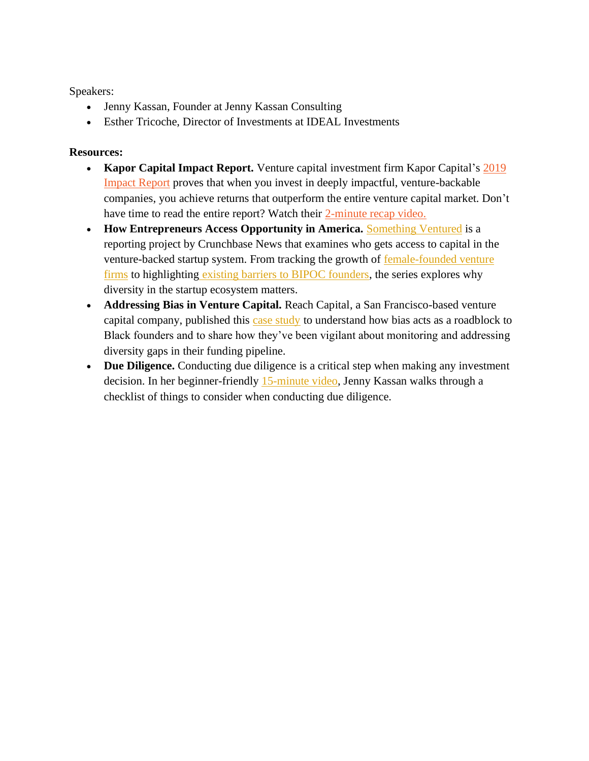Speakers:

- Jenny Kassan, Founder at Jenny Kassan Consulting
- Esther Tricoche, Director of Investments at IDEAL Investments

**Resources:**

- **Kapor Capital Impact Report.** Venture capital investment firm Kapor Capital's 2019 Impact Report proves that when you invest in deeply impactful, venture-backable companies, you achieve returns that outperform the entire venture capital market. Don't have time to read the entire report? Watch their 2-minute recap video.
- **How Entrepreneurs Access Opportunity in America.** Something Ventured is a reporting project by Crunchbase News that examines who gets access to capital in the venture-backed startup system. From tracking the growth of female-founded venture firms to highlighting existing barriers to BIPOC founders, the series explores why diversity in the startup ecosystem matters.
- **Addressing Bias in Venture Capital.** Reach Capital, a San Francisco-based venture capital company, published this case study to understand how bias acts as a roadblock to Black founders and to share how they've been vigilant about monitoring and addressing diversity gaps in their funding pipeline.
- **Due Diligence.** Conducting due diligence is a critical step when making any investment decision. In her beginner-friendly 15-minute video, Jenny Kassan walks through a checklist of things to consider when conducting due diligence.